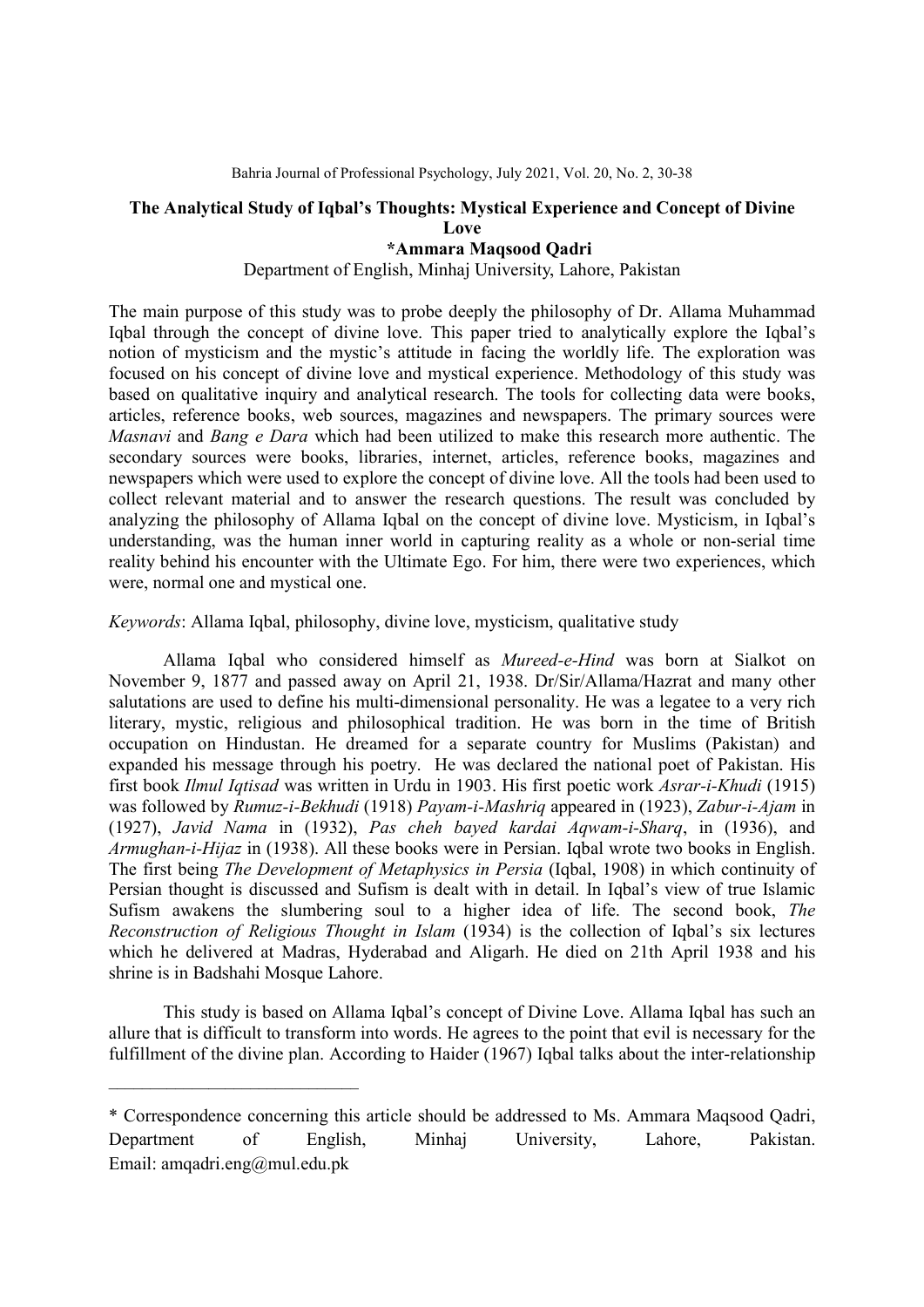# The Analytical Study of Iqbal's Thoughts: Mystical Experience and Concept of Divine Love

**\*Ammara Maqsood Qadri**

Department of English, Minhaj University, Lahore, Pakistan

The main purpose of this study was to probe deeply the philosophy of Dr. Allama Muhammad Iqbal through the concept of divine love. This paper tried to analytically explore the Iqbal's notion of mysticism and the mystic's attitude in facing the worldly life. The exploration was focused on his concept of divine love and mystical experience. Methodology of this study was based on qualitative inquiry and analytical research. The tools for collecting data were books, articles, reference books, web sources, magazines and newspapers. The primary sources were *Masnavi* and *Bang e Dara* which had been utilized to make this research more authentic. The secondary sources were books, libraries, internet, articles, reference books, magazines and newspapers which were used to explore the concept of divine love. All the tools had been used to collect relevant material and to answer the research questions. The result was concluded by analyzing the philosophy of Allama Iqbal on the concept of divine love. Mysticism, in Iqbal's understanding, was the human inner world in capturing reality as a whole or non-serial time reality behind his encounter with the Ultimate Ego. For him, there were two experiences, which were, normal one and mystical one.

*Keywords*: Allama Iqbal, philosophy, divine love, mysticism, qualitative study

Allama Iqbal who considered himself as *Mureed-e-Hind* was born at Sialkot on November 9, 1877 and passed away on April 21, 1938. Dr/Sir/Allama/Hazrat and many other salutations are used to define his multi-dimensional personality. He was a legatee to a very rich literary, mystic, religious and philosophical tradition. He was born in the time of British occupation on Hindustan. He dreamed for a separate country for Muslims (Pakistan) and expanded his message through his poetry. He was declared the national poet of Pakistan. His first book *Ilmul Iqtisad* was written in Urdu in 1903. His first poetic work *Asrar-i-Khudi* (1915) was followed by *Rumuz-i-Bekhudi* (1918) *Payam-i-Mashriq* appeared in (1923), *Zabur-i-Ajam* in (1927), *Javid Nama* in (1932), *Pas cheh bayed kardai Aqwam-i-Sharq*, in (1936), and *Armughan-i-Hijaz* in (1938). All these books were in Persian. Iqbal wrote two books in English. The first being *The Development of Metaphysics in Persia* (Iqbal, 1908) in which continuity of Persian thought is discussed and Sufism is dealt with in detail. In Iqbal's view of true Islamic Sufism awakens the slumbering soul to a higher idea of life. The second book, *The Reconstruction of Religious Thought in Islam* (1934) is the collection of Iqbal's six lectures which he delivered at Madras, Hyderabad and Aligarh. He died on 21th April 1938 and his shrine is in Badshahi Mosque Lahore.

This study is based on Allama Iqbal's concept of Divine Love. Allama Iqbal has such an allure that is difficult to transform into words. He agrees to the point that evil is necessary for the fulfillment of the divine plan. According to Haider (1967) Iqbal talks about the inter-relationship

---

\* Correspondence concerning this article should be addressed to Ms. Ammara Maqsood Qadri, Department of English, Minhaj University, Lahore, Pakistan. Email: amqadri.eng@mul.edu.pk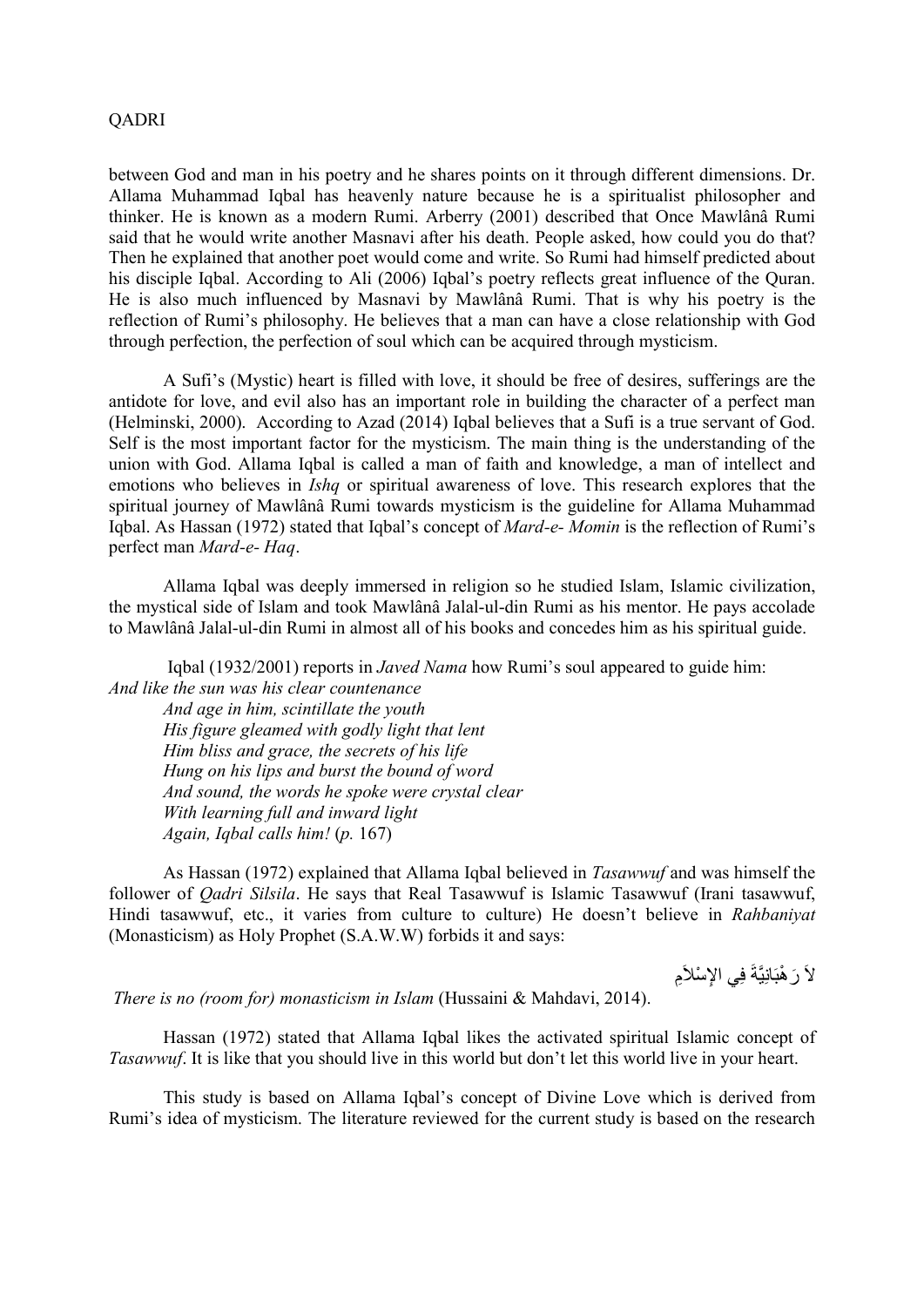between God and man in his poetry and he shares points on it through different dimensions. Dr. Allama Muhammad Iqbal has heavenly nature because he is a spiritualist philosopher and thinker. He is known as a modern Rumi. Arberry (2001) described that Once Mawlânâ Rumi said that he would write another Masnavi after his death. People asked, how could you do that? Then he explained that another poet would come and write. So Rumi had himself predicted about his disciple Iqbal. According to Ali (2006) Iqbal's poetry reflects great influence of the Quran. He is also much influenced by Masnavi by Mawlânâ Rumi. That is why his poetry is the reflection of Rumi's philosophy. He believes that a man can have a close relationship with God through perfection, the perfection of soul which can be acquired through mysticism.

A Sufi's (Mystic) heart is filled with love, it should be free of desires, sufferings are the antidote for love, and evil also has an important role in building the character of a perfect man (Helminski, 2000). According to Azad (2014) Iqbal believes that a Sufi is a true servant of God. Self is the most important factor for the mysticism. The main thing is the understanding of the union with God. Allama Iqbal is called a man of faith and knowledge, a man of intellect and emotions who believes in *Ishq* or spiritual awareness of love. This research explores that the spiritual journey of Mawlânâ Rumi towards mysticism is the guideline for Allama Muhammad Iqbal. As Hassan (1972) stated that Iqbal's concept of *Mard-e- Momin* is the reflection of Rumi's perfect man *Mard-e- Haq*.

Allama Iqbal was deeply immersed in religion so he studied Islam, Islamic civilization, the mystical side of Islam and took Mawlânâ Jalal-ul-din Rumi as his mentor. He pays accolade to Mawlânâ Jalal-ul-din Rumi in almost all of his books and concedes him as his spiritual guide.

Iqbal (1932/2001) reports in *Javed Nama* how Rumi's soul appeared to guide him:

*And like the sun was his clear countenance*
*And age in him, scintillate the youth*
*His figure gleamed with godly light that lent*
*Him bliss and grace, the secrets of his life*
*Hung on his lips and burst the bound of word*
*And sound, the words he spoke were crystal clear*
*With learning full and inward light*
*Again, Iqbal calls him!* (*p.* 167)

As Hassan (1972) explained that Allama Iqbal believed in *Tasawwuf* and was himself the follower of *Qadri Silsila*. He says that Real Tasawwuf is Islamic Tasawwuf (Irani tasawwuf, Hindi tasawwuf, etc., it varies from culture to culture) He doesn't believe in *Rahbaniyat* (Monasticism) as Holy Prophet (S.A.W.W) forbids it and says:

لاَ رَهْبَانِيَّةَ فِي الإِسْلاَمِ

*There is no (room for) monasticism in Islam* (Hussaini & Mahdavi, 2014).

Hassan (1972) stated that Allama Iqbal likes the activated spiritual Islamic concept of *Tasawwuf*. It is like that you should live in this world but don't let this world live in your heart.

This study is based on Allama Iqbal's concept of Divine Love which is derived from Rumi's idea of mysticism. The literature reviewed for the current study is based on the research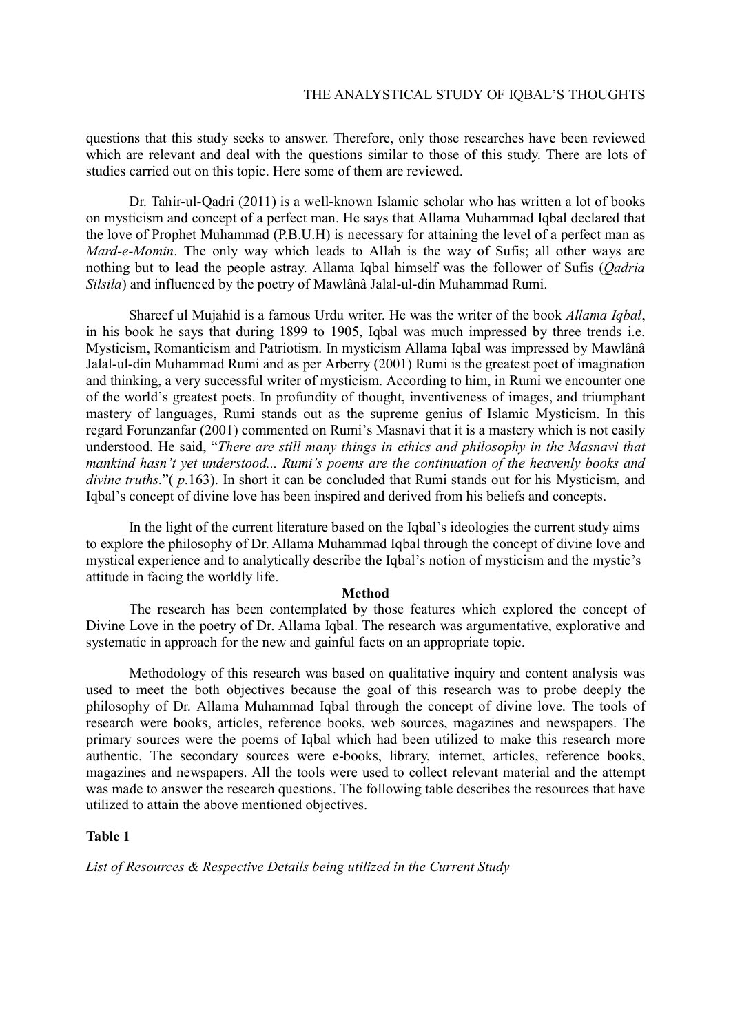questions that this study seeks to answer. Therefore, only those researches have been reviewed which are relevant and deal with the questions similar to those of this study. There are lots of studies carried out on this topic. Here some of them are reviewed.

Dr. Tahir-ul-Qadri (2011) is a well-known Islamic scholar who has written a lot of books on mysticism and concept of a perfect man. He says that Allama Muhammad Iqbal declared that the love of Prophet Muhammad (P.B.U.H) is necessary for attaining the level of a perfect man as *Mard-e-Momin*. The only way which leads to Allah is the way of Sufis; all other ways are nothing but to lead the people astray. Allama Iqbal himself was the follower of Sufis (*Qadria Silsila*) and influenced by the poetry of Mawlânâ Jalal-ul-din Muhammad Rumi.

Shareef ul Mujahid is a famous Urdu writer. He was the writer of the book *Allama Iqbal*, in his book he says that during 1899 to 1905, Iqbal was much impressed by three trends i.e. Mysticism, Romanticism and Patriotism. In mysticism Allama Iqbal was impressed by Mawlânâ Jalal-ul-din Muhammad Rumi and as per Arberry (2001) Rumi is the greatest poet of imagination and thinking, a very successful writer of mysticism. According to him, in Rumi we encounter one of the world's greatest poets. In profundity of thought, inventiveness of images, and triumphant mastery of languages, Rumi stands out as the supreme genius of Islamic Mysticism. In this regard Forunzanfar (2001) commented on Rumi's Masnavi that it is a mastery which is not easily understood. He said, "*There are still many things in ethics and philosophy in the Masnavi that mankind hasn't yet understood... Rumi's poems are the continuation of the heavenly books and divine truths.*"( *p.*163). In short it can be concluded that Rumi stands out for his Mysticism, and Iqbal's concept of divine love has been inspired and derived from his beliefs and concepts.

In the light of the current literature based on the Iqbal's ideologies the current study aims to explore the philosophy of Dr. Allama Muhammad Iqbal through the concept of divine love and mystical experience and to analytically describe the Iqbal's notion of mysticism and the mystic's attitude in facing the worldly life.

## Method

The research has been contemplated by those features which explored the concept of Divine Love in the poetry of Dr. Allama Iqbal. The research was argumentative, explorative and systematic in approach for the new and gainful facts on an appropriate topic.

Methodology of this research was based on qualitative inquiry and content analysis was used to meet the both objectives because the goal of this research was to probe deeply the philosophy of Dr. Allama Muhammad Iqbal through the concept of divine love. The tools of research were books, articles, reference books, web sources, magazines and newspapers. The primary sources were the poems of Iqbal which had been utilized to make this research more authentic. The secondary sources were e-books, library, internet, articles, reference books, magazines and newspapers. All the tools were used to collect relevant material and the attempt was made to answer the research questions. The following table describes the resources that have utilized to attain the above mentioned objectives.

**Table 1**

*List of Resources & Respective Details being utilized in the Current Study*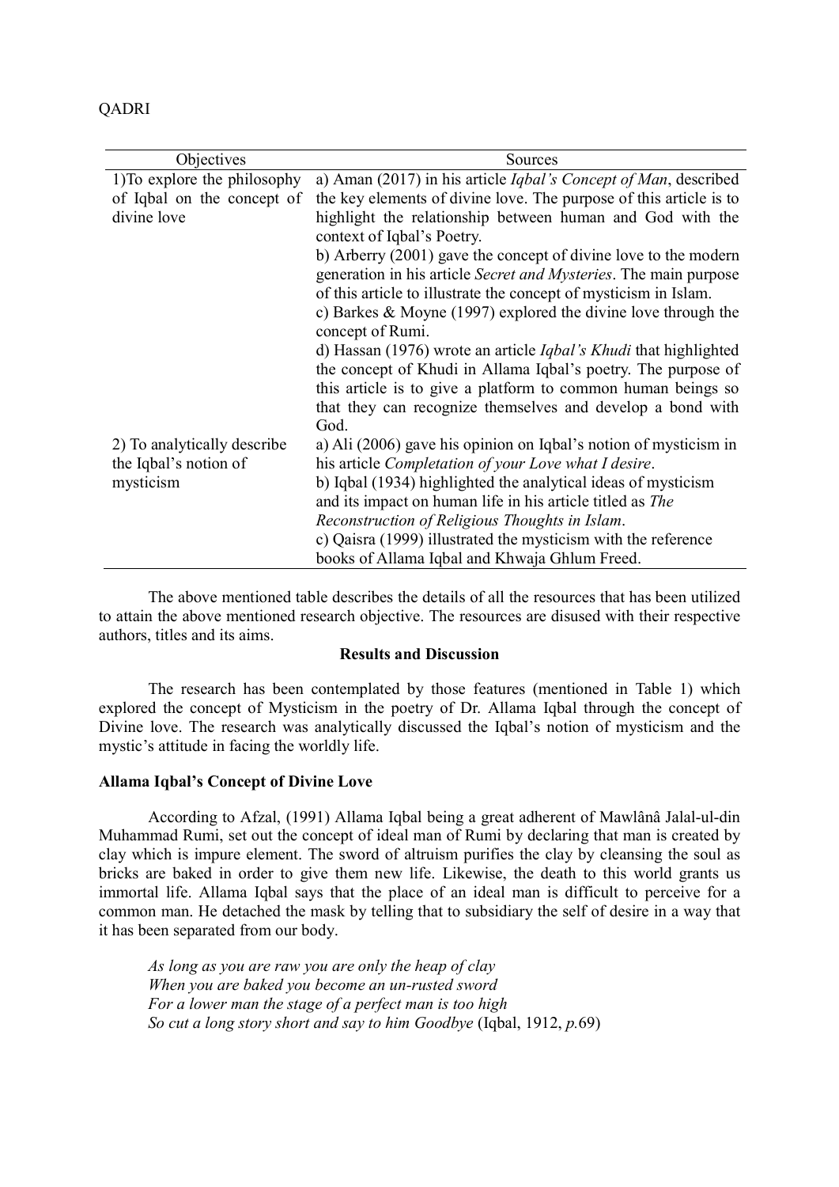| Objectives | Sources |
|---|---|
| 1)To explore the philosophy of Iqbal on the concept of divine love | a) Aman (2017) in his article *Iqbal's Concept of Man*, described the key elements of divine love. The purpose of this article is to highlight the relationship between human and God with the context of Iqbal's Poetry.<br>b) Arberry (2001) gave the concept of divine love to the modern generation in his article *Secret and Mysteries*. The main purpose of this article to illustrate the concept of mysticism in Islam.<br>c) Barkes & Moyne (1997) explored the divine love through the concept of Rumi.<br>d) Hassan (1976) wrote an article *Iqbal's Khudi* that highlighted the concept of Khudi in Allama Iqbal's poetry. The purpose of this article is to give a platform to common human beings so that they can recognize themselves and develop a bond with God. |
| 2) To analytically describe the Iqbal's notion of mysticism | a) Ali (2006) gave his opinion on Iqbal's notion of mysticism in his article *Completation of your Love what I desire*.<br>b) Iqbal (1934) highlighted the analytical ideas of mysticism and its impact on human life in his article titled as *The Reconstruction of Religious Thoughts in Islam*.<br>c) Qaisra (1999) illustrated the mysticism with the reference books of Allama Iqbal and Khwaja Ghlum Freed. |

The above mentioned table describes the details of all the resources that has been utilized to attain the above mentioned research objective. The resources are disused with their respective authors, titles and its aims.

## Results and Discussion

The research has been contemplated by those features (mentioned in Table 1) which explored the concept of Mysticism in the poetry of Dr. Allama Iqbal through the concept of Divine love. The research was analytically discussed the Iqbal's notion of mysticism and the mystic's attitude in facing the worldly life.

### Allama Iqbal's Concept of Divine Love

According to Afzal, (1991) Allama Iqbal being a great adherent of Mawlânâ Jalal-ul-din Muhammad Rumi, set out the concept of ideal man of Rumi by declaring that man is created by clay which is impure element. The sword of altruism purifies the clay by cleansing the soul as bricks are baked in order to give them new life. Likewise, the death to this world grants us immortal life. Allama Iqbal says that the place of an ideal man is difficult to perceive for a common man. He detached the mask by telling that to subsidiary the self of desire in a way that it has been separated from our body.

*As long as you are raw you are only the heap of clay*
*When you are baked you become an un-rusted sword*
*For a lower man the stage of a perfect man is too high*
*So cut a long story short and say to him Goodbye* (Iqbal, 1912, *p.*69)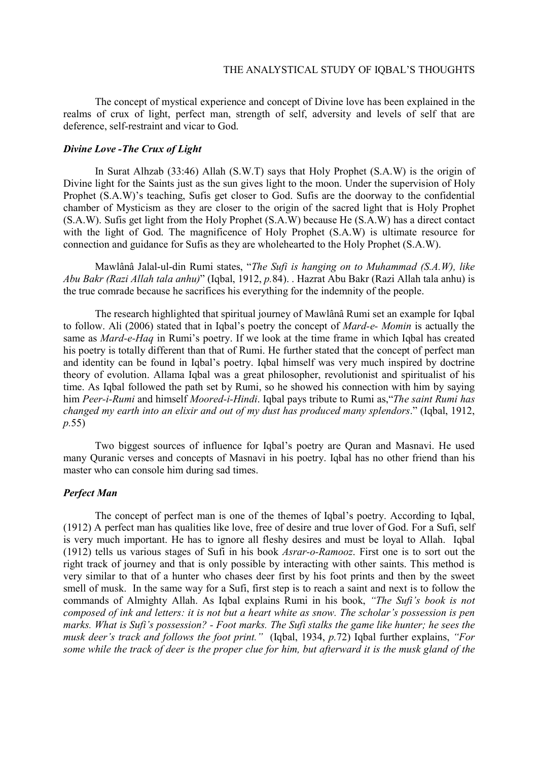The concept of mystical experience and concept of Divine love has been explained in the realms of crux of light, perfect man, strength of self, adversity and levels of self that are deference, self-restraint and vicar to God.

### *Divine Love -The Crux of Light*

In Surat Alhzab (33:46) Allah (S.W.T) says that Holy Prophet (S.A.W) is the origin of Divine light for the Saints just as the sun gives light to the moon. Under the supervision of Holy Prophet (S.A.W)'s teaching, Sufis get closer to God. Sufis are the doorway to the confidential chamber of Mysticism as they are closer to the origin of the sacred light that is Holy Prophet (S.A.W). Sufis get light from the Holy Prophet (S.A.W) because He (S.A.W) has a direct contact with the light of God. The magnificence of Holy Prophet (S.A.W) is ultimate resource for connection and guidance for Sufis as they are wholehearted to the Holy Prophet (S.A.W).

Mawlânâ Jalal-ul-din Rumi states, "*The Sufi is hanging on to Muhammad (S.A.W), like Abu Bakr (Razi Allah tala anhu)*" (Iqbal, 1912, *p.*84). . Hazrat Abu Bakr (Razi Allah tala anhu) is the true comrade because he sacrifices his everything for the indemnity of the people.

The research highlighted that spiritual journey of Mawlânâ Rumi set an example for Iqbal to follow. Ali (2006) stated that in Iqbal's poetry the concept of *Mard-e- Momin* is actually the same as *Mard-e-Haq* in Rumi's poetry. If we look at the time frame in which Iqbal has created his poetry is totally different than that of Rumi. He further stated that the concept of perfect man and identity can be found in Iqbal's poetry. Iqbal himself was very much inspired by doctrine theory of evolution. Allama Iqbal was a great philosopher, revolutionist and spiritualist of his time. As Iqbal followed the path set by Rumi, so he showed his connection with him by saying him *Peer-i-Rumi* and himself *Moored-i-Hindi*. Iqbal pays tribute to Rumi as,"*The saint Rumi has changed my earth into an elixir and out of my dust has produced many splendors*." (Iqbal, 1912, *p.*55)

Two biggest sources of influence for Iqbal's poetry are Quran and Masnavi. He used many Quranic verses and concepts of Masnavi in his poetry. Iqbal has no other friend than his master who can console him during sad times.

### *Perfect Man*

The concept of perfect man is one of the themes of Iqbal's poetry. According to Iqbal, (1912) A perfect man has qualities like love, free of desire and true lover of God. For a Sufi, self is very much important. He has to ignore all fleshy desires and must be loyal to Allah. Iqbal (1912) tells us various stages of Sufi in his book *Asrar-o-Ramooz*. First one is to sort out the right track of journey and that is only possible by interacting with other saints. This method is very similar to that of a hunter who chases deer first by his foot prints and then by the sweet smell of musk. In the same way for a Sufi, first step is to reach a saint and next is to follow the commands of Almighty Allah. As Iqbal explains Rumi in his book, *"The Sufi's book is not composed of ink and letters: it is not but a heart white as snow. The scholar's possession is pen marks. What is Sufi's possession? - Foot marks. The Sufi stalks the game like hunter; he sees the musk deer's track and follows the foot print."* (Iqbal, 1934, *p.*72) Iqbal further explains, *"For some while the track of deer is the proper clue for him, but afterward it is the musk gland of the*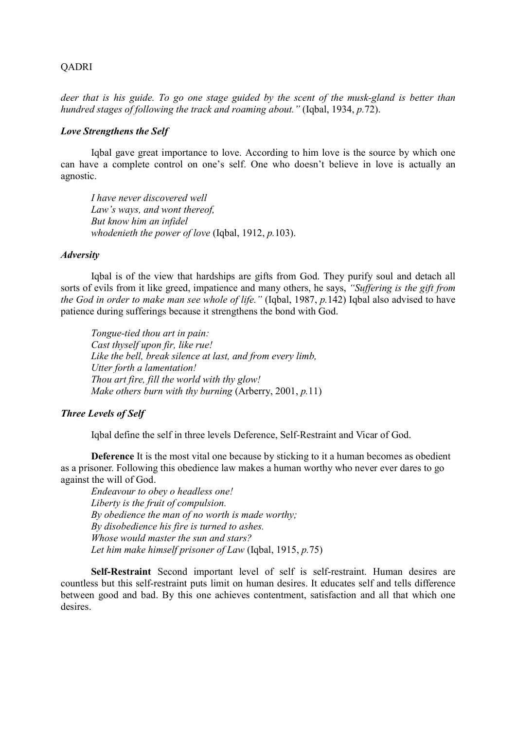*deer that is his guide. To go one stage guided by the scent of the musk-gland is better than hundred stages of following the track and roaming about."* (Iqbal, 1934, *p.*72).

***Love Strengthens the Self***

Iqbal gave great importance to love. According to him love is the source by which one can have a complete control on one's self. One who doesn't believe in love is actually an agnostic.

> *I have never discovered well*
> *Law's ways, and wont thereof,*
> *But know him an infidel*
> *whodenieth the power of love* (Iqbal, 1912, *p.*103).

***Adversity***

Iqbal is of the view that hardships are gifts from God. They purify soul and detach all sorts of evils from it like greed, impatience and many others, he says, *"Suffering is the gift from the God in order to make man see whole of life."* (Iqbal, 1987, *p.*142) Iqbal also advised to have patience during sufferings because it strengthens the bond with God.

> *Tongue-tied thou art in pain:*
> *Cast thyself upon fir, like rue!*
> *Like the bell, break silence at last, and from every limb,*
> *Utter forth a lamentation!*
> *Thou art fire, fill the world with thy glow!*
> *Make others burn with thy burning* (Arberry, 2001, *p.*11)

***Three Levels of Self***

Iqbal define the self in three levels Deference, Self-Restraint and Vicar of God.

**Deference** It is the most vital one because by sticking to it a human becomes as obedient as a prisoner. Following this obedience law makes a human worthy who never ever dares to go against the will of God.

> *Endeavour to obey o headless one!*
> *Liberty is the fruit of compulsion.*
> *By obedience the man of no worth is made worthy;*
> *By disobedience his fire is turned to ashes.*
> *Whose would master the sun and stars?*
> *Let him make himself prisoner of Law* (Iqbal, 1915, *p.*75)

**Self-Restraint** Second important level of self is self-restraint. Human desires are countless but this self-restraint puts limit on human desires. It educates self and tells difference between good and bad. By this one achieves contentment, satisfaction and all that which one desires.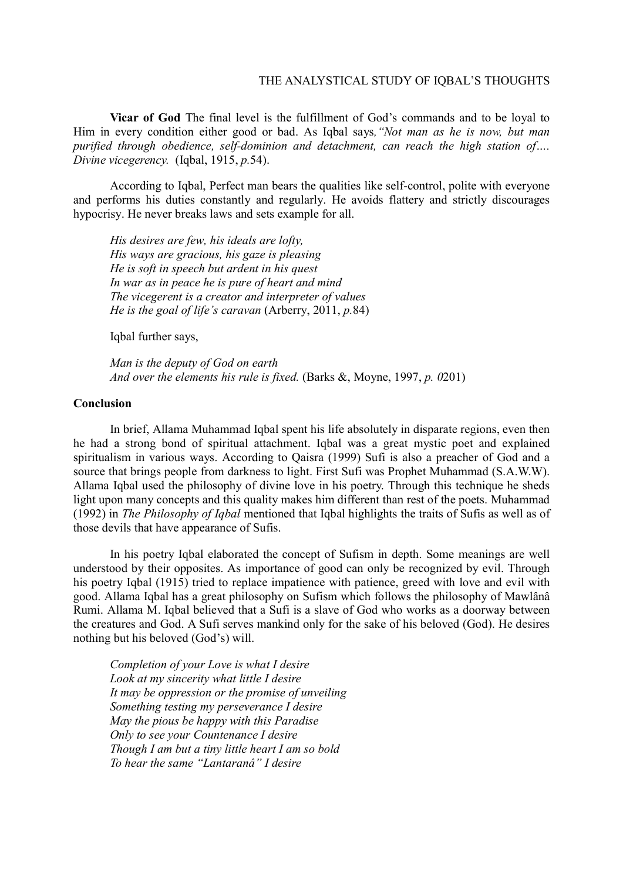**Vicar of God** The final level is the fulfillment of God's commands and to be loyal to Him in every condition either good or bad. As Iqbal says*,"Not man as he is now, but man purified through obedience, self-dominion and detachment, can reach the high station of…. Divine vicegerency.* (Iqbal, 1915, *p.*54).

According to Iqbal, Perfect man bears the qualities like self-control, polite with everyone and performs his duties constantly and regularly. He avoids flattery and strictly discourages hypocrisy. He never breaks laws and sets example for all.

> *His desires are few, his ideals are lofty,*
> *His ways are gracious, his gaze is pleasing*
> *He is soft in speech but ardent in his quest*
> *In war as in peace he is pure of heart and mind*
> *The vicegerent is a creator and interpreter of values*
> *He is the goal of life's caravan* (Arberry, 2011, *p.*84)

Iqbal further says,

> *Man is the deputy of God on earth*
> *And over the elements his rule is fixed.* (Barks &, Moyne, 1997, *p. 0*201)

## Conclusion

In brief, Allama Muhammad Iqbal spent his life absolutely in disparate regions, even then he had a strong bond of spiritual attachment. Iqbal was a great mystic poet and explained spiritualism in various ways. According to Qaisra (1999) Sufi is also a preacher of God and a source that brings people from darkness to light. First Sufi was Prophet Muhammad (S.A.W.W). Allama Iqbal used the philosophy of divine love in his poetry. Through this technique he sheds light upon many concepts and this quality makes him different than rest of the poets. Muhammad (1992) in *The Philosophy of Iqbal* mentioned that Iqbal highlights the traits of Sufis as well as of those devils that have appearance of Sufis.

In his poetry Iqbal elaborated the concept of Sufism in depth. Some meanings are well understood by their opposites. As importance of good can only be recognized by evil. Through his poetry Iqbal (1915) tried to replace impatience with patience, greed with love and evil with good. Allama Iqbal has a great philosophy on Sufism which follows the philosophy of Mawlânâ Rumi. Allama M. Iqbal believed that a Sufi is a slave of God who works as a doorway between the creatures and God. A Sufi serves mankind only for the sake of his beloved (God). He desires nothing but his beloved (God's) will.

> *Completion of your Love is what I desire*
> *Look at my sincerity what little I desire*
> *It may be oppression or the promise of unveiling*
> *Something testing my perseverance I desire*
> *May the pious be happy with this Paradise*
> *Only to see your Countenance I desire*
> *Though I am but a tiny little heart I am so bold*
> *To hear the same "Lantaranâ" I desire*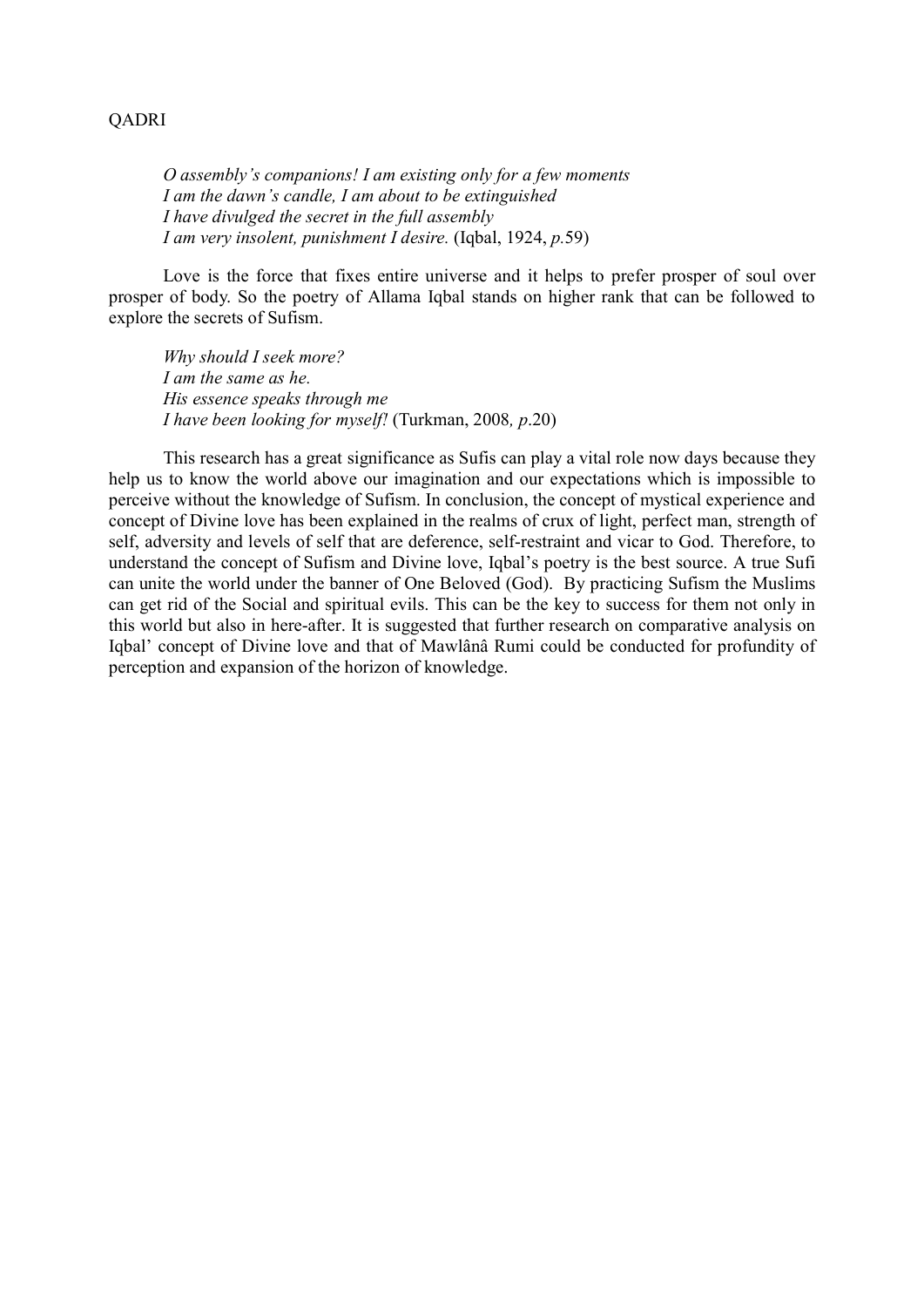*O assembly's companions! I am existing only for a few moments*
*I am the dawn's candle, I am about to be extinguished*
*I have divulged the secret in the full assembly*
*I am very insolent, punishment I desire.* (Iqbal, 1924, *p.*59)

Love is the force that fixes entire universe and it helps to prefer prosper of soul over prosper of body. So the poetry of Allama Iqbal stands on higher rank that can be followed to explore the secrets of Sufism.

*Why should I seek more?*
*I am the same as he.*
*His essence speaks through me*
*I have been looking for myself!* (Turkman, 2008*, p.*20)

This research has a great significance as Sufis can play a vital role now days because they help us to know the world above our imagination and our expectations which is impossible to perceive without the knowledge of Sufism. In conclusion, the concept of mystical experience and concept of Divine love has been explained in the realms of crux of light, perfect man, strength of self, adversity and levels of self that are deference, self-restraint and vicar to God. Therefore, to understand the concept of Sufism and Divine love, Iqbal's poetry is the best source. A true Sufi can unite the world under the banner of One Beloved (God). By practicing Sufism the Muslims can get rid of the Social and spiritual evils. This can be the key to success for them not only in this world but also in here-after. It is suggested that further research on comparative analysis on Iqbal' concept of Divine love and that of Mawlânâ Rumi could be conducted for profundity of perception and expansion of the horizon of knowledge.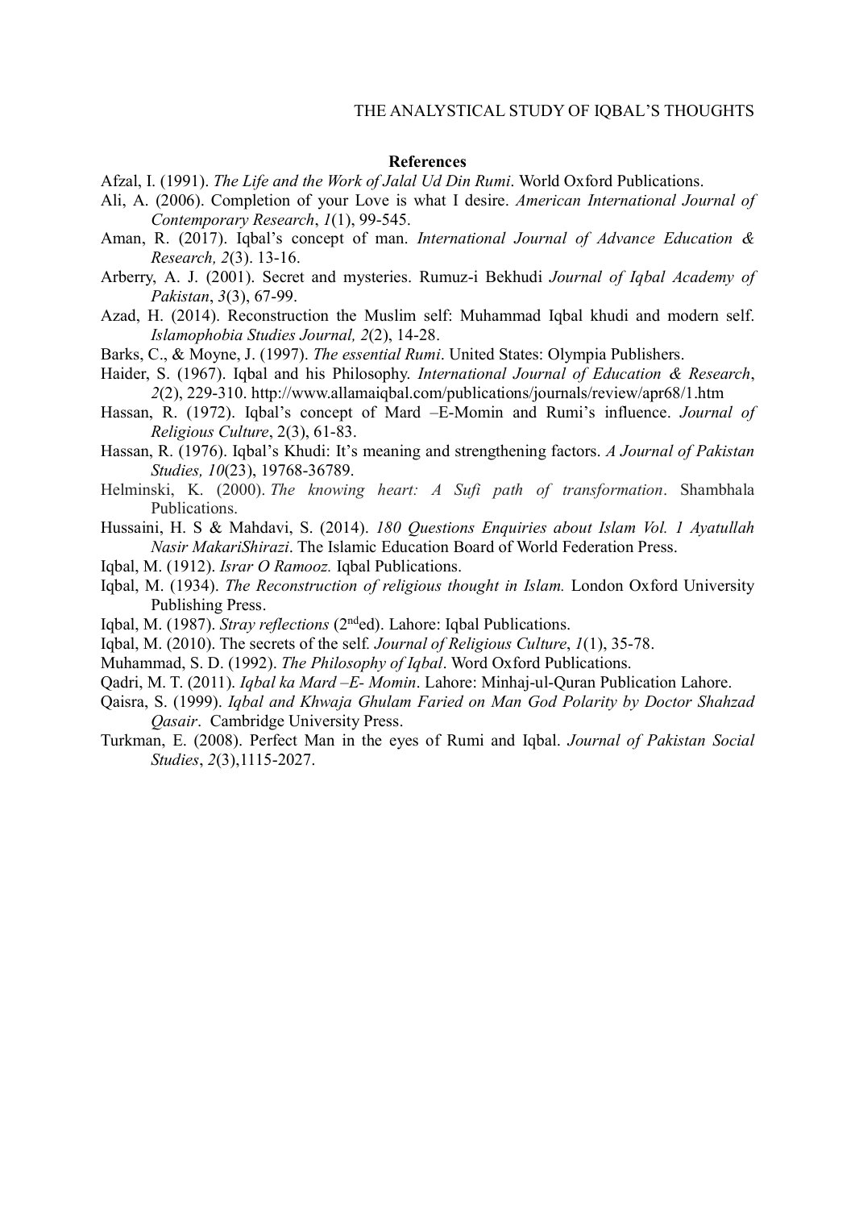## References

Afzal, I. (1991). *The Life and the Work of Jalal Ud Din Rumi*. World Oxford Publications.

Ali, A. (2006). Completion of your Love is what I desire. *American International Journal of Contemporary Research*, *1*(1), 99-545.

Aman, R. (2017). Iqbal's concept of man. *International Journal of Advance Education & Research, 2*(3). 13-16.

Arberry, A. J. (2001). Secret and mysteries. Rumuz-i Bekhudi *Journal of Iqbal Academy of Pakistan*, *3*(3), 67-99.

Azad, H. (2014). Reconstruction the Muslim self: Muhammad Iqbal khudi and modern self. *Islamophobia Studies Journal, 2*(2), 14-28.

Barks, C., & Moyne, J. (1997). *The essential Rumi*. United States: Olympia Publishers.

Haider, S. (1967). Iqbal and his Philosophy. *International Journal of Education & Research*, *2*(2), 229-310. http://www.allamaiqbal.com/publications/journals/review/apr68/1.htm

Hassan, R. (1972). Iqbal's concept of Mard –E-Momin and Rumi's influence. *Journal of Religious Culture*, 2(3), 61-83.

Hassan, R. (1976). Iqbal's Khudi: It's meaning and strengthening factors. *A Journal of Pakistan Studies, 10*(23), 19768-36789.

Helminski, K. (2000). *The knowing heart: A Sufi path of transformation*. Shambhala Publications.

Hussaini, H. S & Mahdavi, S. (2014). *180 Questions Enquiries about Islam Vol. 1 Ayatullah Nasir MakariShirazi*. The Islamic Education Board of World Federation Press.

Iqbal, M. (1912). *Israr O Ramooz.* Iqbal Publications.

Iqbal, M. (1934). *The Reconstruction of religious thought in Islam.* London Oxford University Publishing Press.

Iqbal, M. (1987). *Stray reflections* (2nded). Lahore: Iqbal Publications.

Iqbal, M. (2010). The secrets of the self*. Journal of Religious Culture*, *1*(1), 35-78.

Muhammad, S. D. (1992). *The Philosophy of Iqbal*. Word Oxford Publications.

Qadri, M. T. (2011). *Iqbal ka Mard –E- Momin*. Lahore: Minhaj-ul-Quran Publication Lahore.

Qaisra, S. (1999). *Iqbal and Khwaja Ghulam Faried on Man God Polarity by Doctor Shahzad Qasair*. Cambridge University Press.

Turkman, E. (2008). Perfect Man in the eyes of Rumi and Iqbal. *Journal of Pakistan Social Studies*, *2*(3),1115-2027.